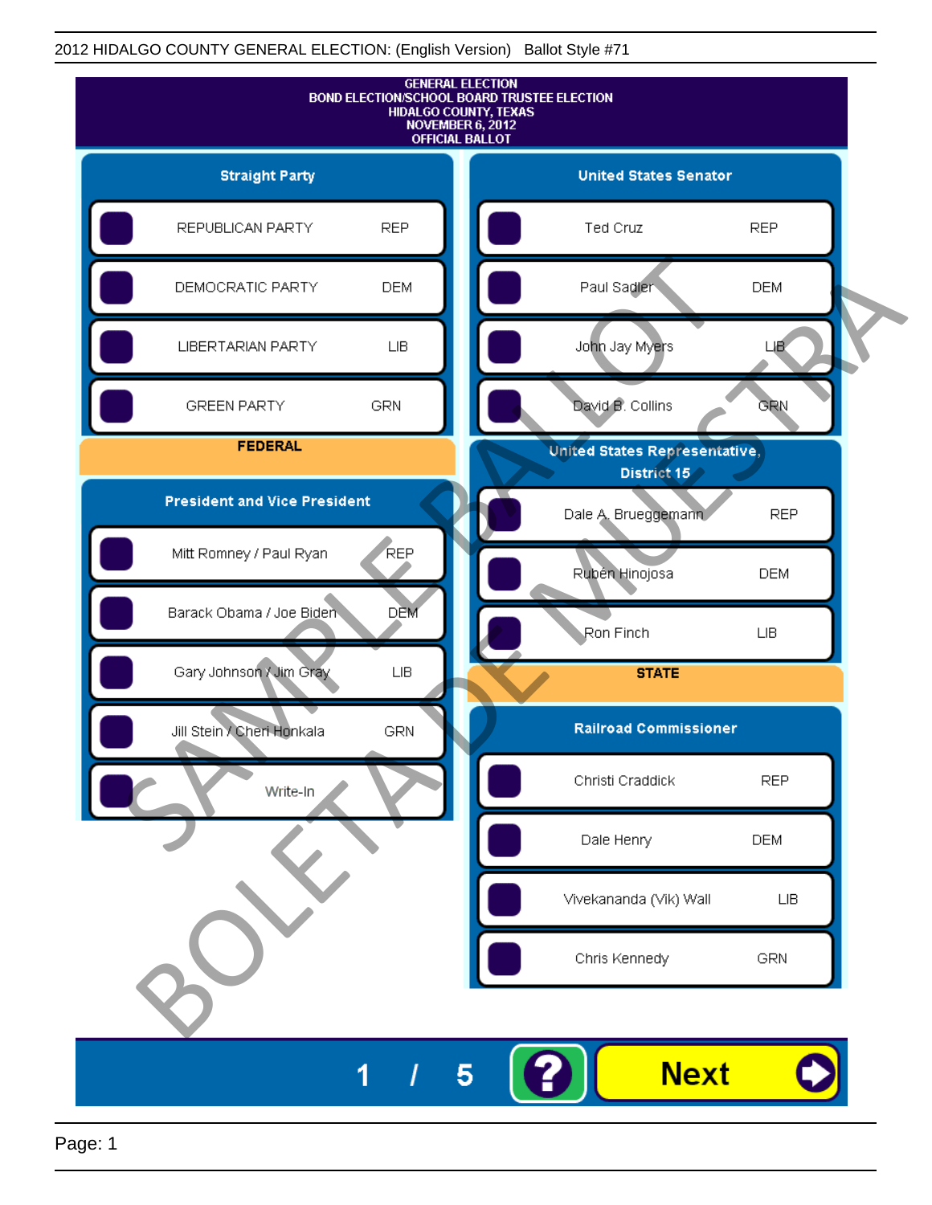2012 HIDALGO COUNTY GENERAL ELECTION: (English Version) Ballot Style #71

# GENERAL ELECTION
## BOND ELECTION/SCHOOL BOARD TRUSTEE ELECTION
## HIDALGO COUNTY, TEXAS
## NOVEMBER 6, 2012
## OFFICIAL BALLOT

SAMPLE BALLOT — BOLETA DE MUESTRA

### Straight Party

| Candidate | Party |
|---|---|
| REPUBLICAN PARTY | REP |
| DEMOCRATIC PARTY | DEM |
| LIBERTARIAN PARTY | LIB |
| GREEN PARTY | GRN |

## FEDERAL

### President and Vice President

| Candidate | Party |
|---|---|
| Mitt Romney / Paul Ryan | REP |
| Barack Obama / Joe Biden | DEM |
| Gary Johnson / Jim Gray | LIB |
| Jill Stein / Cheri Honkala | GRN |
| Write-In | |

### United States Senator

| Candidate | Party |
|---|---|
| Ted Cruz | REP |
| Paul Sadler | DEM |
| John Jay Myers | LIB |
| David B. Collins | GRN |

### United States Representative, District 15

| Candidate | Party |
|---|---|
| Dale A. Brueggemann | REP |
| Rubén Hinojosa | DEM |
| Ron Finch | LIB |

## STATE

### Railroad Commissioner

| Candidate | Party |
|---|---|
| Christi Craddick | REP |
| Dale Henry | DEM |
| Vivekananda (Vik) Wall | LIB |
| Chris Kennedy | GRN |

1 / 5 ? Next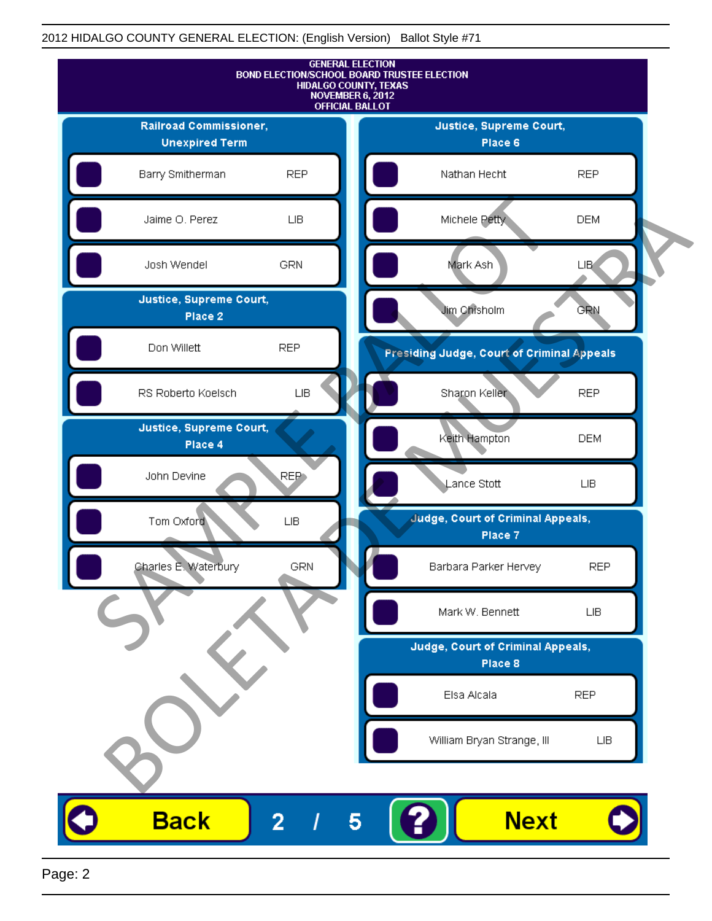GENERAL ELECTION
BOND ELECTION/SCHOOL BOARD TRUSTEE ELECTION
HIDALGO COUNTY, TEXAS
NOVEMBER 6, 2012
OFFICIAL BALLOT

## Railroad Commissioner, Unexpired Term

| Candidate | Party |
|---|---|
| Barry Smitherman | REP |
| Jaime O. Perez | LIB |
| Josh Wendel | GRN |

## Justice, Supreme Court, Place 2

| Candidate | Party |
|---|---|
| Don Willett | REP |
| RS Roberto Koelsch | LIB |

## Justice, Supreme Court, Place 4

| Candidate | Party |
|---|---|
| John Devine | REP |
| Tom Oxford | LIB |
| Charles E. Waterbury | GRN |

## Justice, Supreme Court, Place 6

| Candidate | Party |
|---|---|
| Nathan Hecht | REP |
| Michele Petty | DEM |
| Mark Ash | LIB |
| Jim Chisholm | GRN |

## Presiding Judge, Court of Criminal Appeals

| Candidate | Party |
|---|---|
| Sharon Keller | REP |
| Keith Hampton | DEM |
| Lance Stott | LIB |

## Judge, Court of Criminal Appeals, Place 7

| Candidate | Party |
|---|---|
| Barbara Parker Hervey | REP |
| Mark W. Bennett | LIB |

## Judge, Court of Criminal Appeals, Place 8

| Candidate | Party |
|---|---|
| Elsa Alcala | REP |
| William Bryan Strange, III | LIB |

SAMPLE BALLOT
BOLETA DE MUESTRA

Back 2 / 5 ? Next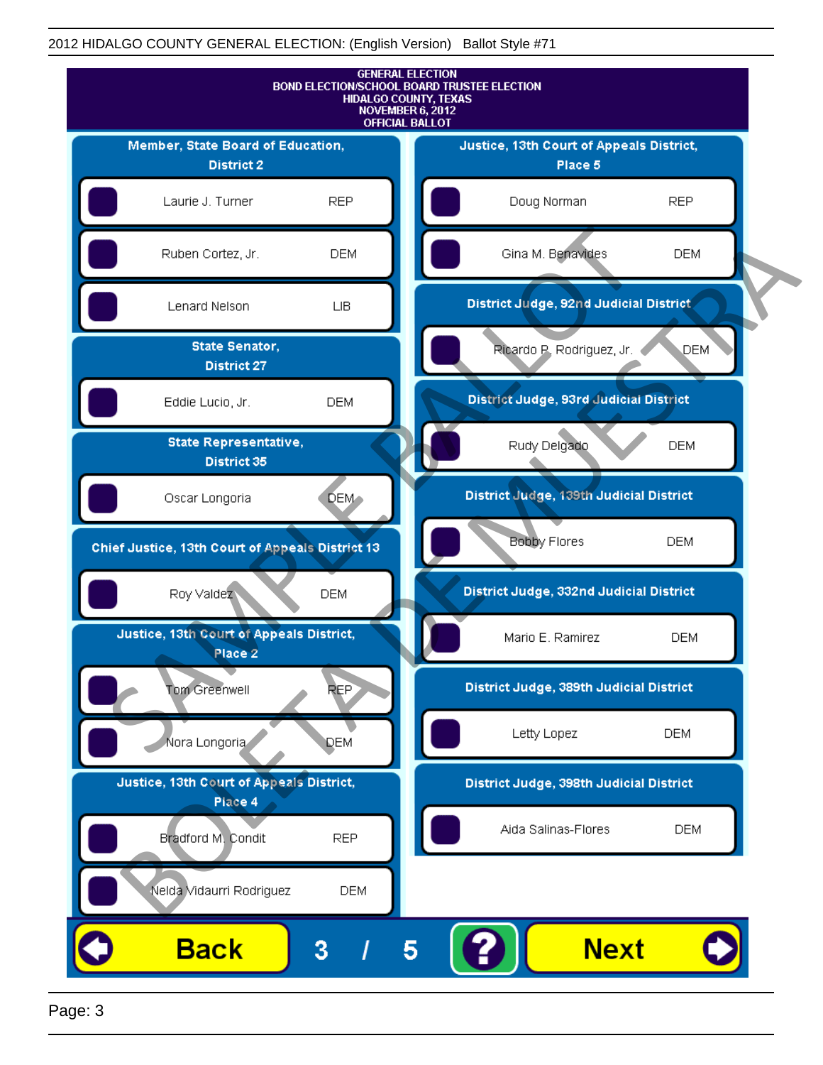2012 HIDALGO COUNTY GENERAL ELECTION: (English Version) Ballot Style #71

GENERAL ELECTION
BOND ELECTION/SCHOOL BOARD TRUSTEE ELECTION
HIDALGO COUNTY, TEXAS
NOVEMBER 6, 2012
OFFICIAL BALLOT

**Member, State Board of Education, District 2**

| Candidate | Party |
|---|---|
| Laurie J. Turner | REP |
| Ruben Cortez, Jr. | DEM |
| Lenard Nelson | LIB |

**State Senator, District 27**

| Candidate | Party |
|---|---|
| Eddie Lucio, Jr. | DEM |

**State Representative, District 35**

| Candidate | Party |
|---|---|
| Oscar Longoria | DEM |

**Chief Justice, 13th Court of Appeals District 13**

| Candidate | Party |
|---|---|
| Roy Valdez | DEM |

**Justice, 13th Court of Appeals District, Place 2**

| Candidate | Party |
|---|---|
| Tom Greenwell | REP |
| Nora Longoria | DEM |

**Justice, 13th Court of Appeals District, Place 4**

| Candidate | Party |
|---|---|
| Bradford M. Condit | REP |
| Nelda Vidaurri Rodriguez | DEM |

**Justice, 13th Court of Appeals District, Place 5**

| Candidate | Party |
|---|---|
| Doug Norman | REP |
| Gina M. Benavides | DEM |

**District Judge, 92nd Judicial District**

| Candidate | Party |
|---|---|
| Ricardo P. Rodriguez, Jr. | DEM |

**District Judge, 93rd Judicial District**

| Candidate | Party |
|---|---|
| Rudy Delgado | DEM |

**District Judge, 139th Judicial District**

| Candidate | Party |
|---|---|
| Bobby Flores | DEM |

**District Judge, 332nd Judicial District**

| Candidate | Party |
|---|---|
| Mario E. Ramirez | DEM |

**District Judge, 389th Judicial District**

| Candidate | Party |
|---|---|
| Letty Lopez | DEM |

**District Judge, 398th Judicial District**

| Candidate | Party |
|---|---|
| Aida Salinas-Flores | DEM |

SAMPLE BALLOT / BOLETA DE MUESTRA

Back 3 / 5 ? Next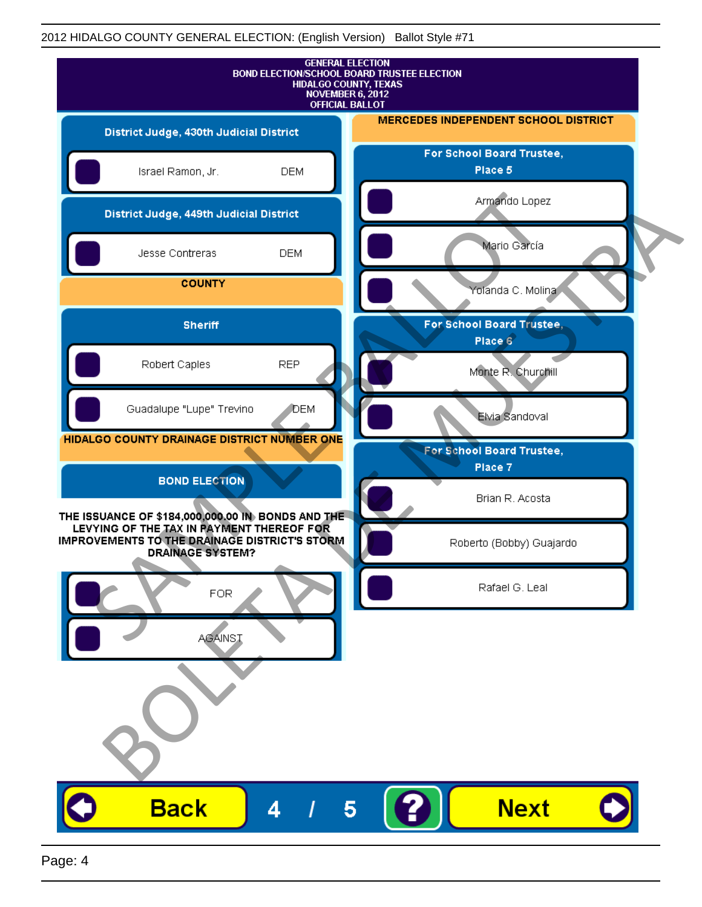GENERAL ELECTION
BOND ELECTION/SCHOOL BOARD TRUSTEE ELECTION
HIDALGO COUNTY, TEXAS
NOVEMBER 6, 2012
OFFICIAL BALLOT

## District Judge, 430th Judicial District

- Israel Ramon, Jr. — DEM

## District Judge, 449th Judicial District

- Jesse Contreras — DEM

## COUNTY

### Sheriff

- Robert Caples — REP
- Guadalupe "Lupe" Trevino — DEM

## HIDALGO COUNTY DRAINAGE DISTRICT NUMBER ONE

### BOND ELECTION

**THE ISSUANCE OF $184,000,000.00 IN BONDS AND THE LEVYING OF THE TAX IN PAYMENT THEREOF FOR IMPROVEMENTS TO THE DRAINAGE DISTRICT'S STORM DRAINAGE SYSTEM?**

- FOR
- AGAINST

## MERCEDES INDEPENDENT SCHOOL DISTRICT

### For School Board Trustee, Place 5

- Armando Lopez
- Mario García
- Yolanda C. Molina

### For School Board Trustee, Place 6

- Monte R. Churchill
- Elvia Sandoval

### For School Board Trustee, Place 7

- Brian R. Acosta
- Roberto (Bobby) Guajardo
- Rafael G. Leal

SAMPLE BALLOT
BOLETA DE MUESTRA

Back 4 / 5 ? Next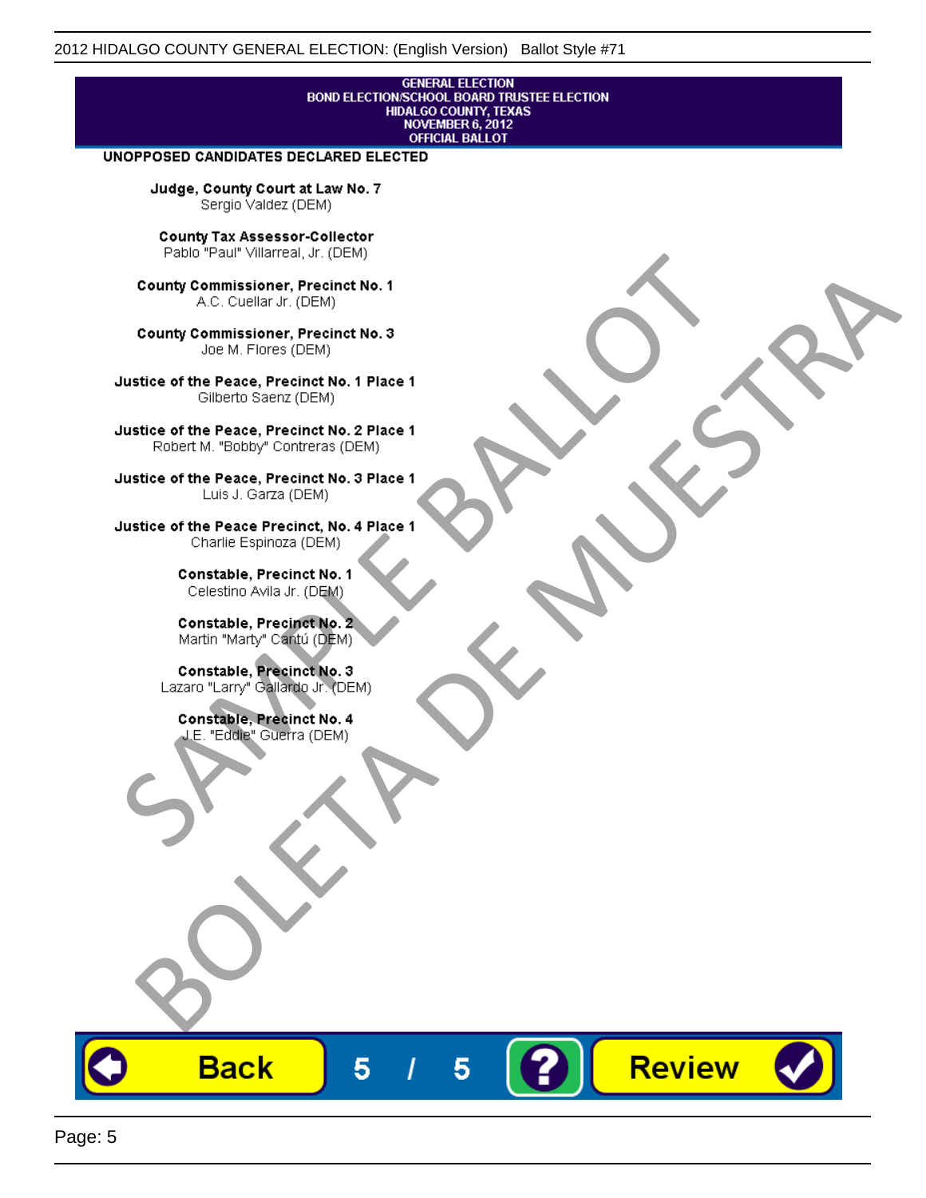GENERAL ELECTION
BOND ELECTION/SCHOOL BOARD TRUSTEE ELECTION
HIDALGO COUNTY, TEXAS
NOVEMBER 6, 2012
OFFICIAL BALLOT

**UNOPPOSED CANDIDATES DECLARED ELECTED**

**Judge, County Court at Law No. 7**
Sergio Valdez (DEM)

**County Tax Assessor-Collector**
Pablo "Paul" Villarreal, Jr. (DEM)

**County Commissioner, Precinct No. 1**
A.C. Cuellar Jr. (DEM)

**County Commissioner, Precinct No. 3**
Joe M. Flores (DEM)

**Justice of the Peace, Precinct No. 1 Place 1**
Gilberto Saenz (DEM)

**Justice of the Peace, Precinct No. 2 Place 1**
Robert M. "Bobby" Contreras (DEM)

**Justice of the Peace, Precinct No. 3 Place 1**
Luis J. Garza (DEM)

**Justice of the Peace Precinct, No. 4 Place 1**
Charlie Espinoza (DEM)

**Constable, Precinct No. 1**
Celestino Avila Jr. (DEM)

**Constable, Precinct No. 2**
Martin "Marty" Cantú (DEM)

**Constable, Precinct No. 3**
Lazaro "Larry" Gallardo Jr. (DEM)

**Constable, Precinct No. 4**
J.E. "Eddie" Guerra (DEM)

SAMPLE BALLOT
BOLETA DE MUESTRA

Back 5 / 5 ? Review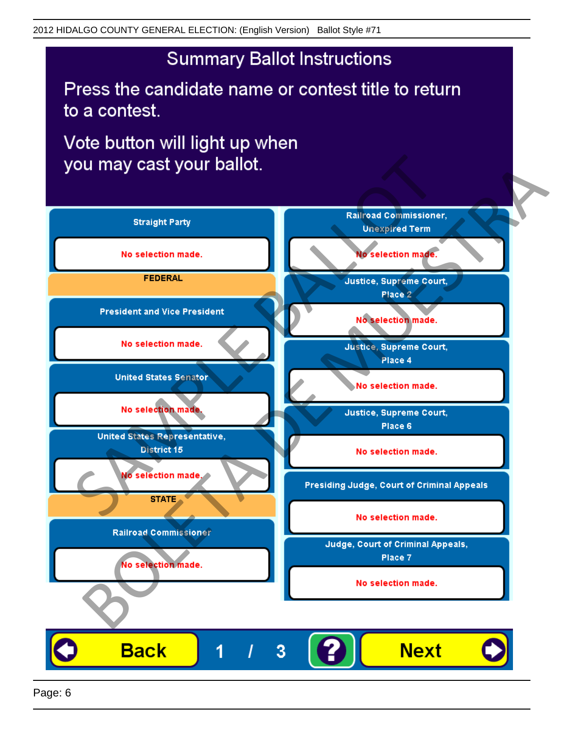# Summary Ballot Instructions

Press the candidate name or contest title to return to a contest.

Vote button will light up when you may cast your ballot.

**Straight Party**

No selection made.

**FEDERAL**

**President and Vice President**

No selection made.

**United States Senator**

No selection made.

**United States Representative, District 15**

No selection made.

**STATE**

**Railroad Commissioner**

No selection made.

**Railroad Commissioner, Unexpired Term**

No selection made.

**Justice, Supreme Court, Place 2**

No selection made.

**Justice, Supreme Court, Place 4**

No selection made.

**Justice, Supreme Court, Place 6**

No selection made.

**Presiding Judge, Court of Criminal Appeals**

No selection made.

**Judge, Court of Criminal Appeals, Place 7**

No selection made.

Back 1 / 3 ? Next

SAMPLE BALLOT BOLETA DE MUESTRA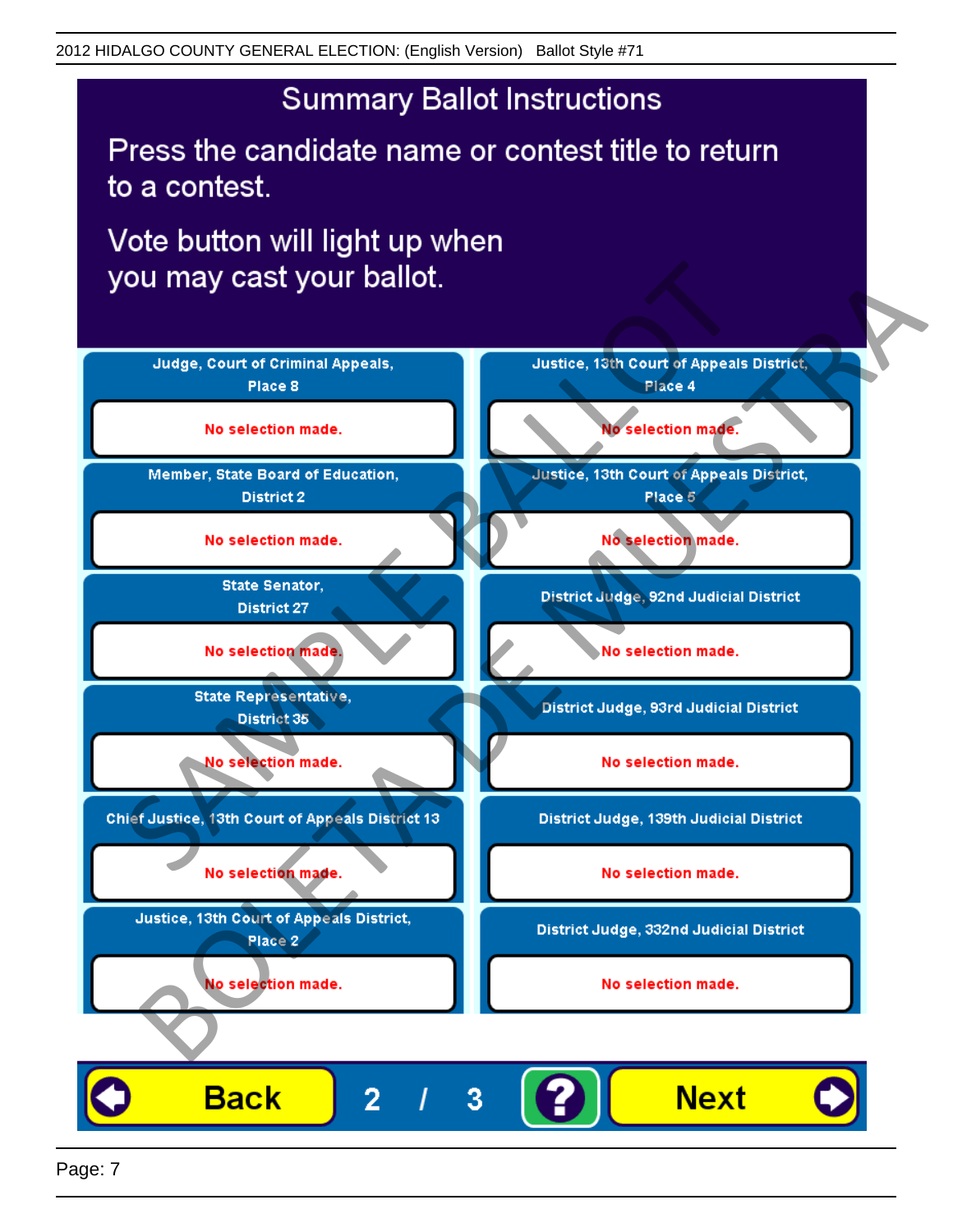# Summary Ballot Instructions

Press the candidate name or contest title to return to a contest.

Vote button will light up when you may cast your ballot.

| Contest | Selection |
|---|---|
| Judge, Court of Criminal Appeals, Place 8 | No selection made. |
| Member, State Board of Education, District 2 | No selection made. |
| State Senator, District 27 | No selection made. |
| State Representative, District 35 | No selection made. |
| Chief Justice, 13th Court of Appeals District 13 | No selection made. |
| Justice, 13th Court of Appeals District, Place 2 | No selection made. |
| Justice, 13th Court of Appeals District, Place 4 | No selection made. |
| Justice, 13th Court of Appeals District, Place 5 | No selection made. |
| District Judge, 92nd Judicial District | No selection made. |
| District Judge, 93rd Judicial District | No selection made. |
| District Judge, 139th Judicial District | No selection made. |
| District Judge, 332nd Judicial District | No selection made. |

Back | 2 / 3 | ? | Next

SAMPLE BALLOT
BOLETA DE MUESTRA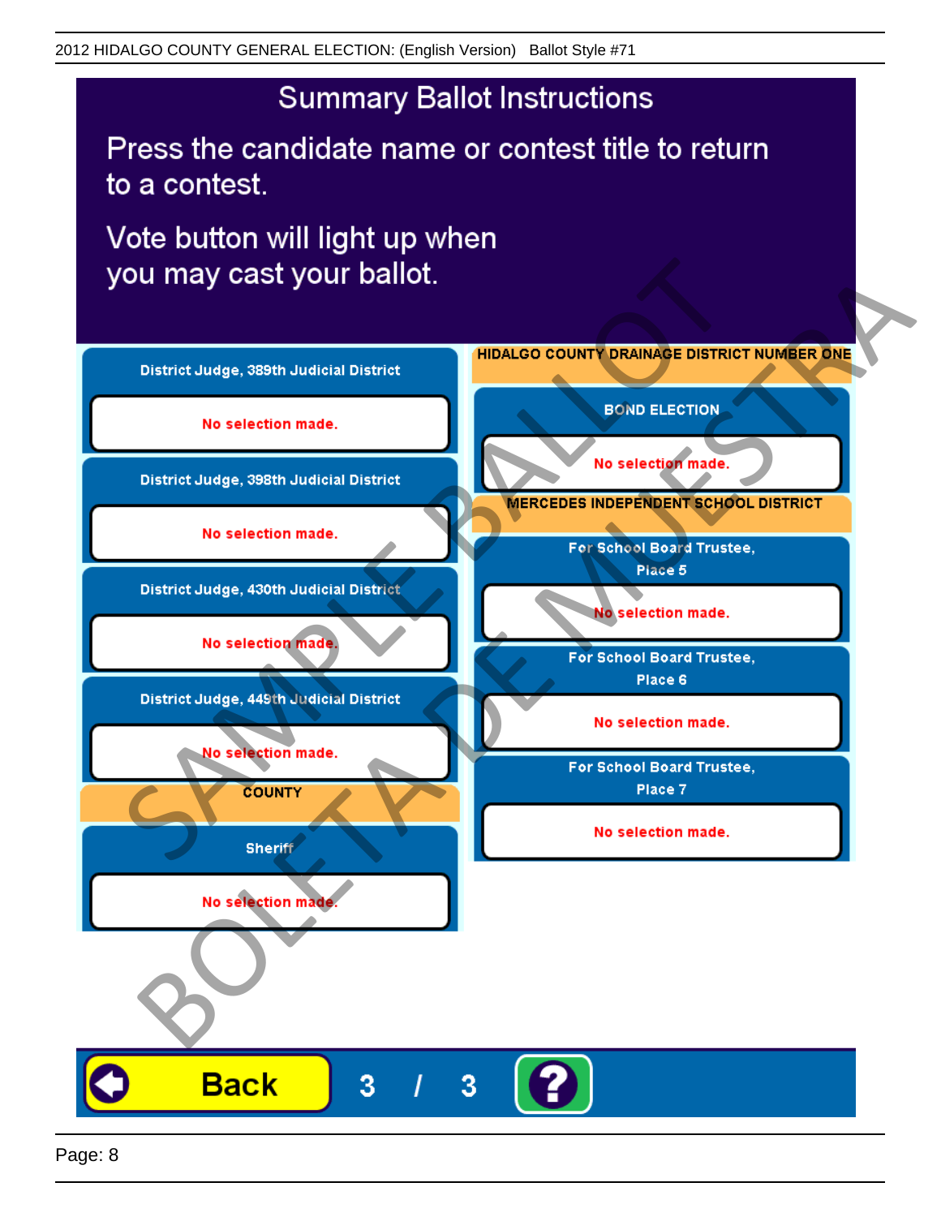# Summary Ballot Instructions

Press the candidate name or contest title to return to a contest.

Vote button will light up when you may cast your ballot.

**District Judge, 389th Judicial District**

No selection made.

**District Judge, 398th Judicial District**

No selection made.

**District Judge, 430th Judicial District**

No selection made.

**District Judge, 449th Judicial District**

No selection made.

**COUNTY**

**Sheriff**

No selection made.

**HIDALGO COUNTY DRAINAGE DISTRICT NUMBER ONE**

**BOND ELECTION**

No selection made.

**MERCEDES INDEPENDENT SCHOOL DISTRICT**

**For School Board Trustee, Place 5**

No selection made.

**For School Board Trustee, Place 6**

No selection made.

**For School Board Trustee, Place 7**

No selection made.

Back

3 / 3

?

SAMPLE BALLOT

BOLETA DE MUESTRA